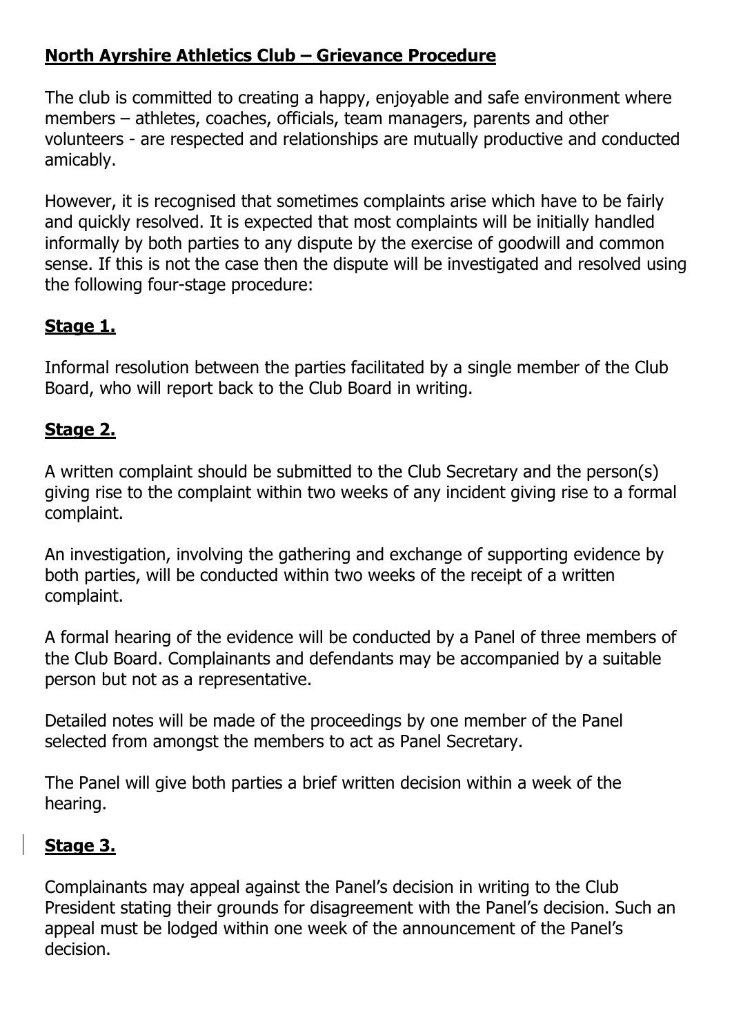# **North Ayrshire Athletics Club – Grievance Procedure**

The club is committed to creating a happy, enjoyable and safe environment where members – athletes, coaches, officials, team managers, parents and other volunteers - are respected and relationships are mutually productive and conducted amicably.

However, it is recognised that sometimes complaints arise which have to be fairly and quickly resolved. It is expected that most complaints will be initially handled informally by both parties to any dispute by the exercise of goodwill and common sense. If this is not the case then the dispute will be investigated and resolved using the following four-stage procedure:

## **Stage 1.**

Informal resolution between the parties facilitated by a single member of the Club Board, who will report back to the Club Board in writing.

## **Stage 2.**

A written complaint should be submitted to the Club Secretary and the person(s) giving rise to the complaint within two weeks of any incident giving rise to a formal complaint.

An investigation, involving the gathering and exchange of supporting evidence by both parties, will be conducted within two weeks of the receipt of a written complaint.

A formal hearing of the evidence will be conducted by a Panel of three members of the Club Board. Complainants and defendants may be accompanied by a suitable person but not as a representative.

Detailed notes will be made of the proceedings by one member of the Panel selected from amongst the members to act as Panel Secretary.

The Panel will give both parties a brief written decision within a week of the hearing.

## **Stage 3.**

Complainants may appeal against the Panel's decision in writing to the Club President stating their grounds for disagreement with the Panel's decision. Such an appeal must be lodged within one week of the announcement of the Panel's decision.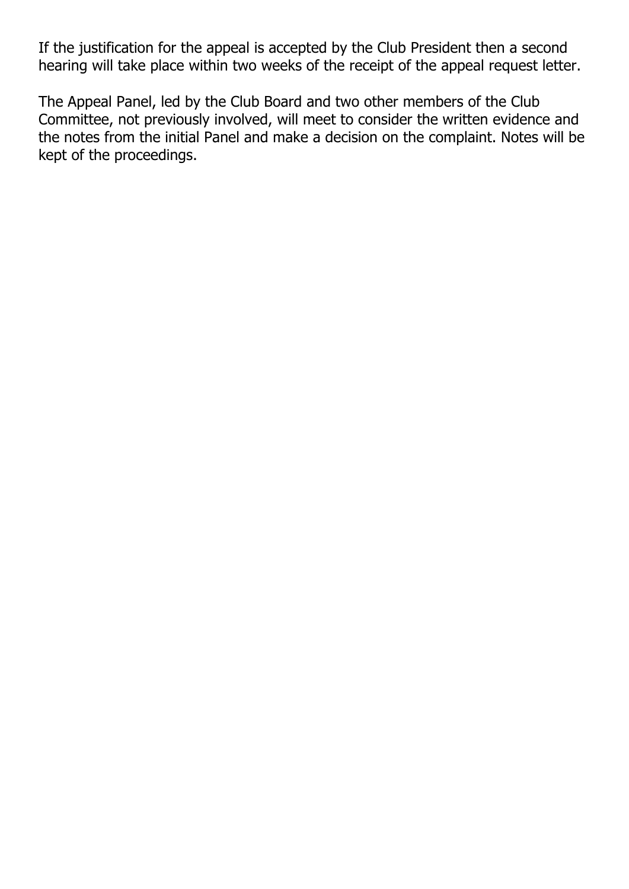If the justification for the appeal is accepted by the Club President then a second hearing will take place within two weeks of the receipt of the appeal request letter.

The Appeal Panel, led by the Club Board and two other members of the Club Committee, not previously involved, will meet to consider the written evidence and the notes from the initial Panel and make a decision on the complaint. Notes will be kept of the proceedings.